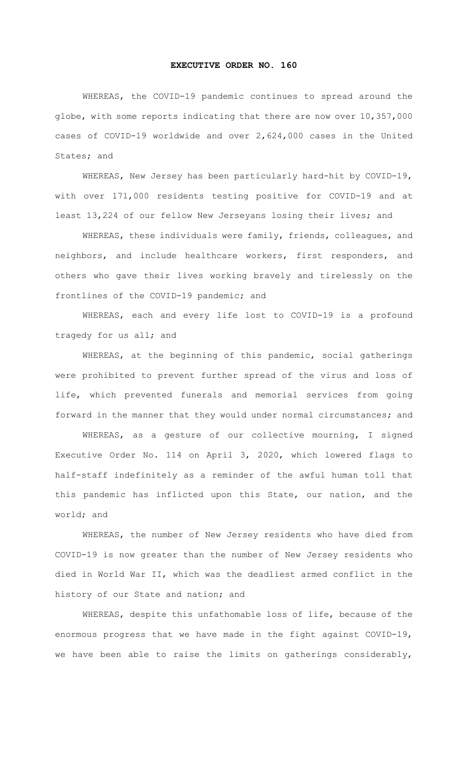# EXECUTIVE ORDER NO. 160

WHEREAS, the COVID-19 pandemic continues to spread around the globe, with some reports indicating that there are now over 10,357,000 cases of COVID-19 worldwide and over 2,624,000 cases in the United States; and

WHEREAS, New Jersey has been particularly hard-hit by COVID-19, with over 171,000 residents testing positive for COVID-19 and at least 13,224 of our fellow New Jerseyans losing their lives; and

WHEREAS, these individuals were family, friends, colleagues, and neighbors, and include healthcare workers, first responders, and others who gave their lives working bravely and tirelessly on the frontlines of the COVID-19 pandemic; and

WHEREAS, each and every life lost to COVID-19 is a profound tragedy for us all; and

WHEREAS, at the beginning of this pandemic, social gatherings were prohibited to prevent further spread of the virus and loss of life, which prevented funerals and memorial services from going forward in the manner that they would under normal circumstances; and

WHEREAS, as a gesture of our collective mourning, I signed Executive Order No. 114 on April 3, 2020, which lowered flags to half-staff indefinitely as a reminder of the awful human toll that this pandemic has inflicted upon this State, our nation, and the world; and

WHEREAS, the number of New Jersey residents who have died from COVID-19 is now greater than the number of New Jersey residents who died in World War II, which was the deadliest armed conflict in the history of our State and nation; and

WHEREAS, despite this unfathomable loss of life, because of the enormous progress that we have made in the fight against COVID-19, we have been able to raise the limits on gatherings considerably,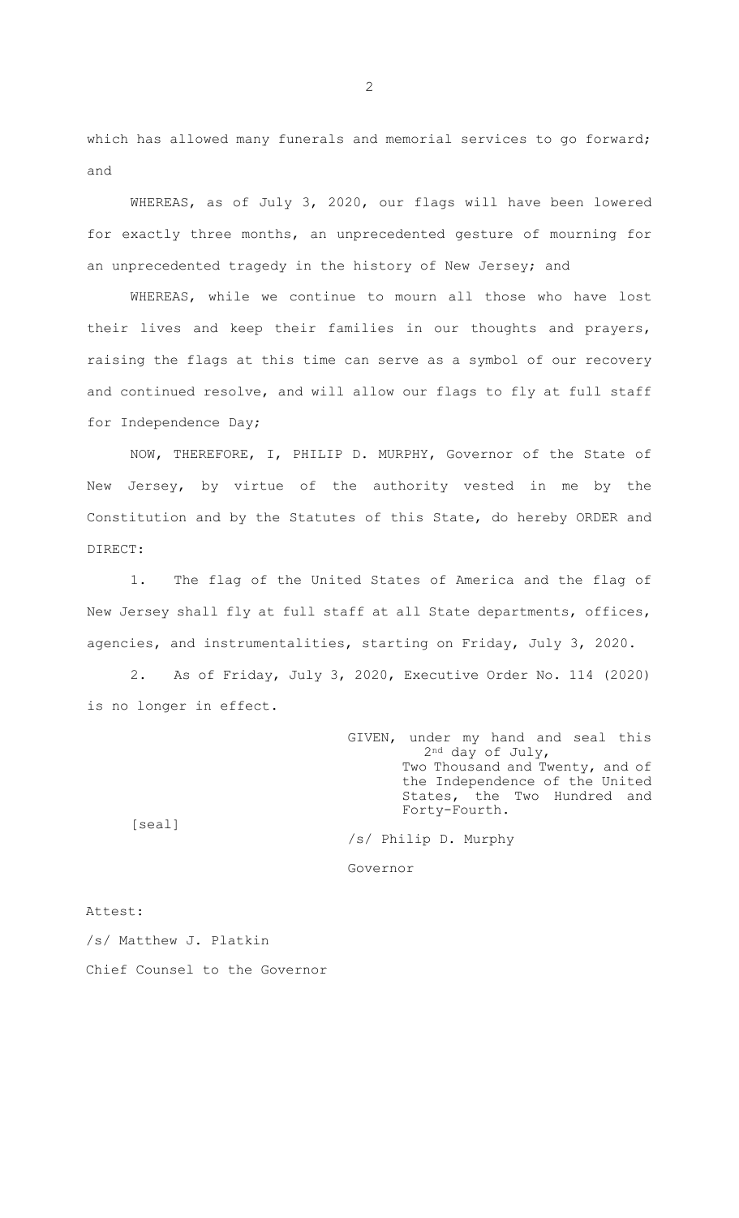which has allowed many funerals and memorial services to go forward; and

WHEREAS, as of July 3, 2020, our flags will have been lowered for exactly three months, an unprecedented gesture of mourning for an unprecedented tragedy in the history of New Jersey; and

WHEREAS, while we continue to mourn all those who have lost their lives and keep their families in our thoughts and prayers, raising the flags at this time can serve as a symbol of our recovery and continued resolve, and will allow our flags to fly at full staff for Independence Day;

NOW, THEREFORE, I, PHILIP D. MURPHY, Governor of the State of New Jersey, by virtue of the authority vested in me by the Constitution and by the Statutes of this State, do hereby ORDER and DIRECT:

1. The flag of the United States of America and the flag of New Jersey shall fly at full staff at all State departments, offices, agencies, and instrumentalities, starting on Friday, July 3, 2020.

2. As of Friday, July 3, 2020, Executive Order No. 114 (2020) is no longer in effect.

GIVEN, under my hand and seal this 2nd day of July, Two Thousand and Twenty, and of the Independence of the United States, the Two Hundred and Forty-Fourth.

[seal]

/s/ Philip D. Murphy

Governor

Attest:

/s/ Matthew J. Platkin

Chief Counsel to the Governor